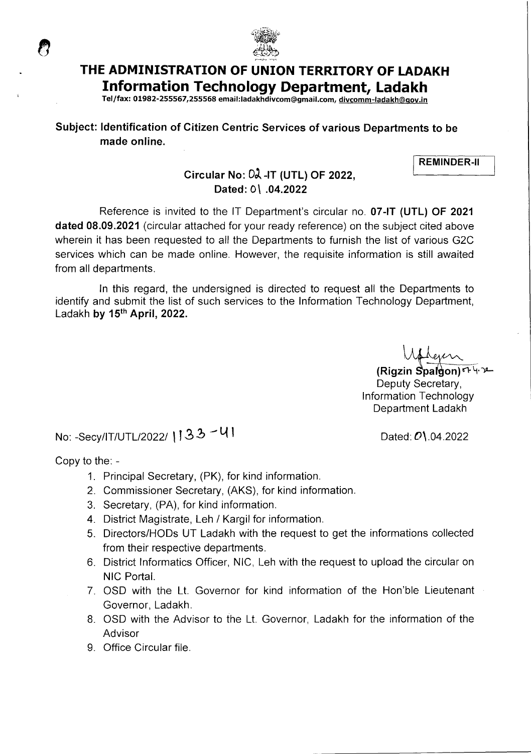# THE ADMINISTRATION OF UNION TERRITORY OF LADAKH

## Information Technology Department, Ladakh

Tel/fax: 01982-255567,255568 email:ladakhdivcom@gmail.com, divcomm-ladakh@gov.in

**Subject: Identification of Citizen Centric Services of various Departments to be made online.**

**REMINDER-II**

**Circular No: 02-IT (UTL) OF 2022,**
**Dated: 01 .04.2022**

Reference is invited to the IT Department's circular no. **07-IT (UTL) OF 2021 dated 08.09.2021** (circular attached for your ready reference) on the subject cited above wherein it has been requested to all the Departments to furnish the list of various G2C services which can be made online. However, the requisite information is still awaited from all departments.

In this regard, the undersigned is directed to request all the Departments to identify and submit the list of such services to the Information Technology Department, Ladakh **by 15th April, 2022.**

**(Rigzin Spalgon)**
Deputy Secretary,
Information Technology
Department Ladakh

No: -Secy/IT/UTL/2022/ 1133 -41 Dated: 01.04.2022

Copy to the: -

1. Principal Secretary, (PK), for kind information.
2. Commissioner Secretary, (AKS), for kind information.
3. Secretary, (PA), for kind information.
4. District Magistrate, Leh / Kargil for information.
5. Directors/HODs UT Ladakh with the request to get the informations collected from their respective departments.
6. District Informatics Officer, NIC, Leh with the request to upload the circular on NIC Portal.
7. OSD with the Lt. Governor for kind information of the Hon'ble Lieutenant Governor, Ladakh.
8. OSD with the Advisor to the Lt. Governor, Ladakh for the information of the Advisor
9. Office Circular file.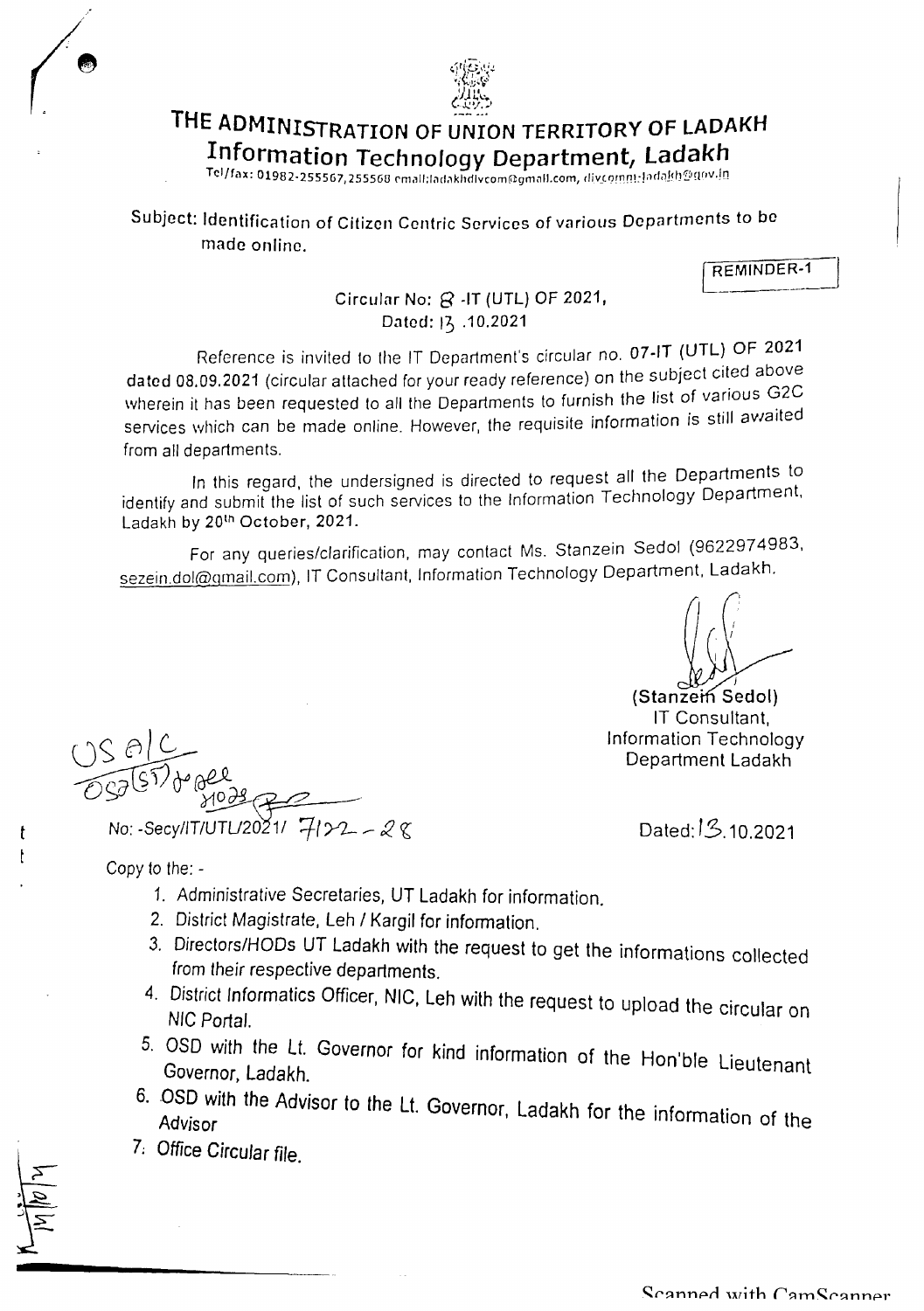# THE ADMINISTRATION OF UNION TERRITORY OF LADAKH

## Information Technology Department, Ladakh

Tel/fax: 01982-255567,255568 email:ladakhdivcom@gmail.com, divcomm-ladakh@gov.in

Subject: Identification of Citizen Centric Services of various Departments to be made online.

REMINDER-1

Circular No: 8 -IT (UTL) OF 2021,
Dated: 13 .10.2021

Reference is invited to the IT Department's circular no. 07-IT (UTL) OF 2021 dated 08.09.2021 (circular attached for your ready reference) on the subject cited above wherein it has been requested to all the Departments to furnish the list of various G2C services which can be made online. However, the requisite information is still awaited from all departments.

In this regard, the undersigned is directed to request all the Departments to identify and submit the list of such services to the Information Technology Department, Ladakh by 20th October, 2021.

For any queries/clarification, may contact Ms. Stanzein Sedol (9622974983, sezein.dol@gmail.com), IT Consultant, Information Technology Department, Ladakh.

(Stanzein Sedol)
IT Consultant,
Information Technology
Department Ladakh

No: -Secy/IT/UTL/2021/ 7122 - 28

Dated: 13.10.2021

Copy to the: -

1. Administrative Secretaries, UT Ladakh for information.
2. District Magistrate, Leh / Kargil for information.
3. Directors/HODs UT Ladakh with the request to get the informations collected from their respective departments.
4. District Informatics Officer, NIC, Leh with the request to upload the circular on NIC Portal.
5. OSD with the Lt. Governor for kind information of the Hon'ble Lieutenant Governor, Ladakh.
6. OSD with the Advisor to the Lt. Governor, Ladakh for the information of the Advisor
7. Office Circular file.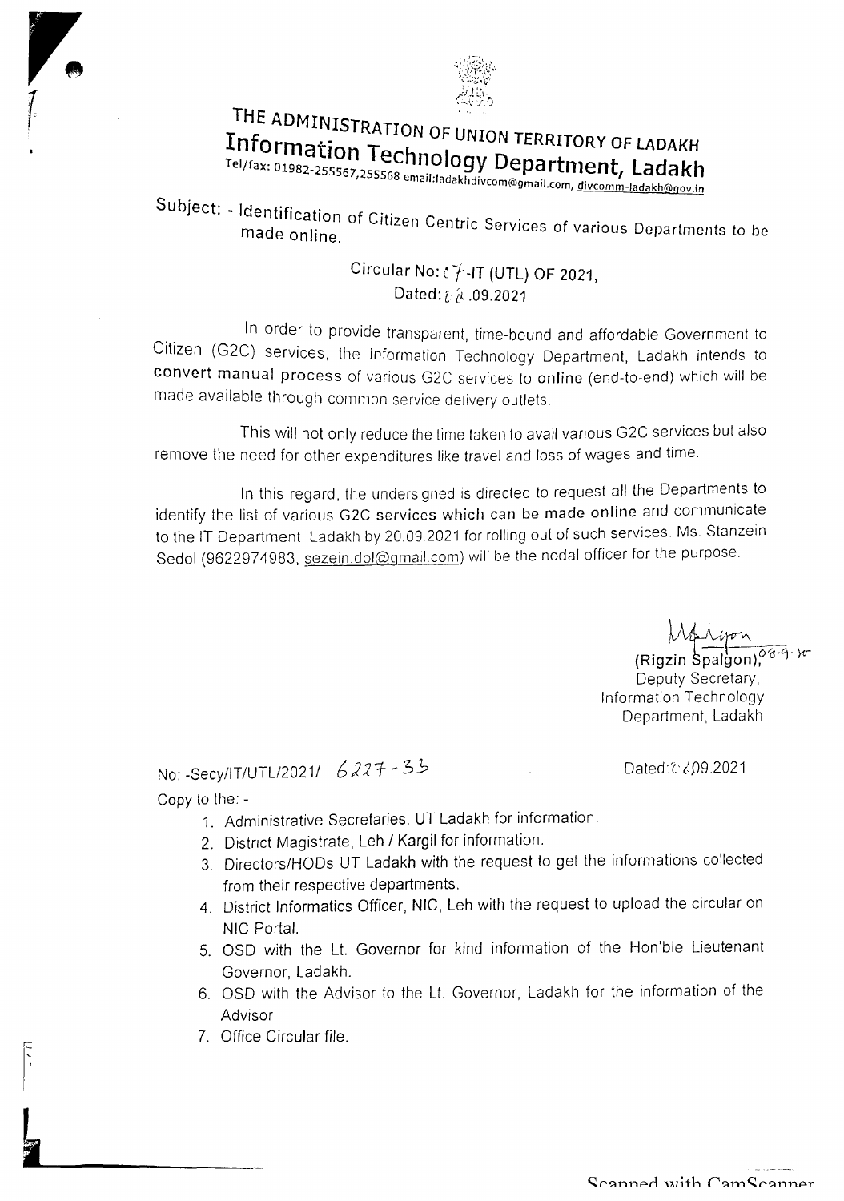# THE ADMINISTRATION OF UNION TERRITORY OF LADAKH
# Information Technology Department, Ladakh

Tel/fax: 01982-255567,255568 email:ladakhdivcom@gmail.com, divcomm-ladakh@gov.in

Subject: - Identification of Citizen Centric Services of various Departments to be made online.

Circular No: 07-IT (UTL) OF 2021,
Dated: 08.09.2021

In order to provide transparent, time-bound and affordable Government to Citizen (G2C) services, the Information Technology Department, Ladakh intends to convert manual process of various G2C services to online (end-to-end) which will be made available through common service delivery outlets.

This will not only reduce the time taken to avail various G2C services but also remove the need for other expenditures like travel and loss of wages and time.

In this regard, the undersigned is directed to request all the Departments to identify the list of various G2C services which can be made online and communicate to the IT Department, Ladakh by 20.09.2021 for rolling out of such services. Ms. Stanzein Sedol (9622974983, sezein.dol@gmail.com) will be the nodal officer for the purpose.

(Rigzin Spalgon), 08.9.21
Deputy Secretary,
Information Technology
Department, Ladakh

No: -Secy/IT/UTL/2021/ 6227-33

Dated: 08.09.2021

Copy to the: -

1. Administrative Secretaries, UT Ladakh for information.
2. District Magistrate, Leh / Kargil for information.
3. Directors/HODs UT Ladakh with the request to get the informations collected from their respective departments.
4. District Informatics Officer, NIC, Leh with the request to upload the circular on NIC Portal.
5. OSD with the Lt. Governor for kind information of the Hon'ble Lieutenant Governor, Ladakh.
6. OSD with the Advisor to the Lt. Governor, Ladakh for the information of the Advisor
7. Office Circular file.